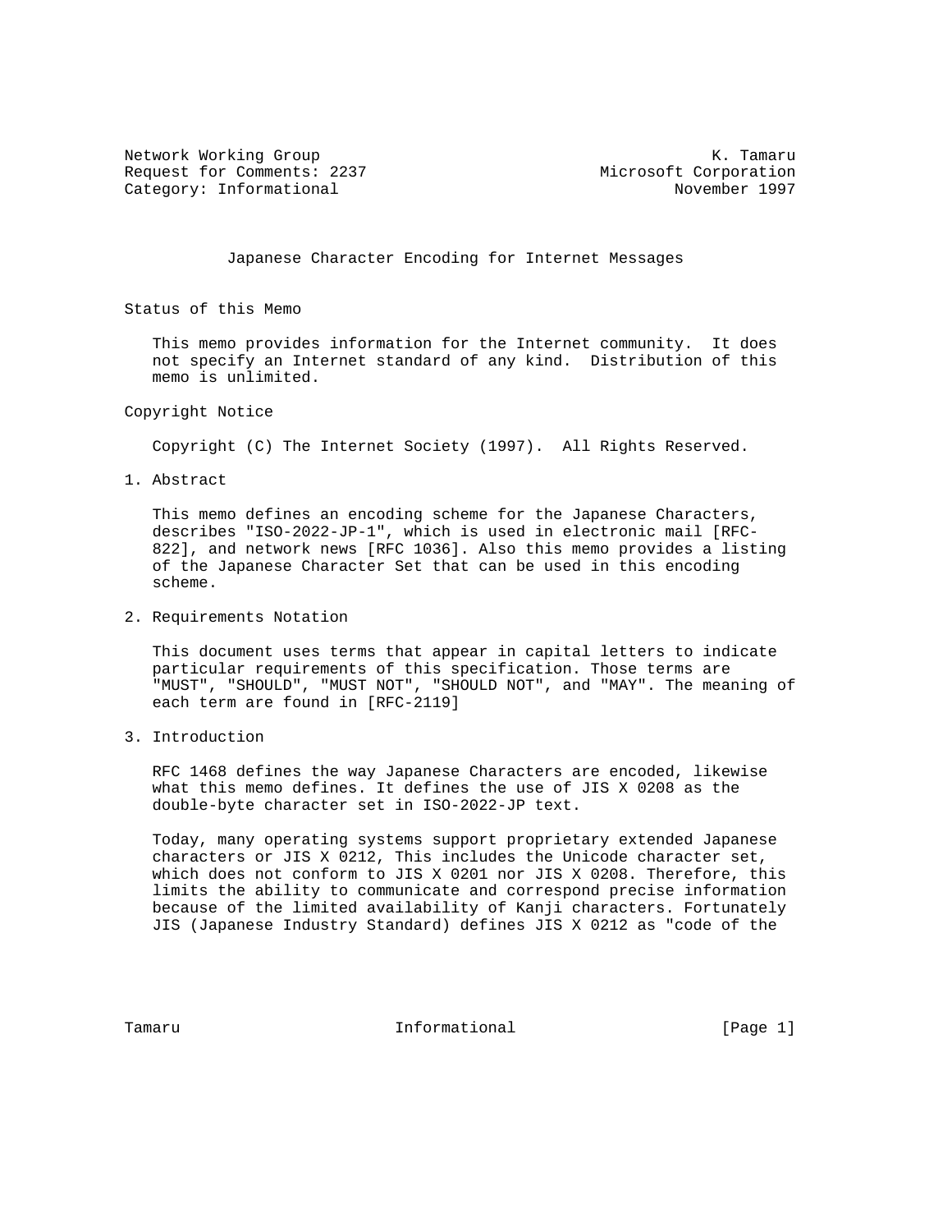Network Working Group K. Tamaru
Request for Comments: 2237 Microsoft Corporation
Category: Informational November 1997

# Japanese Character Encoding for Internet Messages

## Status of this Memo

This memo provides information for the Internet community. It does not specify an Internet standard of any kind. Distribution of this memo is unlimited.

## Copyright Notice

Copyright (C) The Internet Society (1997). All Rights Reserved.

## 1. Abstract

This memo defines an encoding scheme for the Japanese Characters, describes "ISO-2022-JP-1", which is used in electronic mail [RFC-822], and network news [RFC 1036]. Also this memo provides a listing of the Japanese Character Set that can be used in this encoding scheme.

## 2. Requirements Notation

This document uses terms that appear in capital letters to indicate particular requirements of this specification. Those terms are "MUST", "SHOULD", "MUST NOT", "SHOULD NOT", and "MAY". The meaning of each term are found in [RFC-2119]

## 3. Introduction

RFC 1468 defines the way Japanese Characters are encoded, likewise what this memo defines. It defines the use of JIS X 0208 as the double-byte character set in ISO-2022-JP text.

Today, many operating systems support proprietary extended Japanese characters or JIS X 0212, This includes the Unicode character set, which does not conform to JIS X 0201 nor JIS X 0208. Therefore, this limits the ability to communicate and correspond precise information because of the limited availability of Kanji characters. Fortunately JIS (Japanese Industry Standard) defines JIS X 0212 as "code of the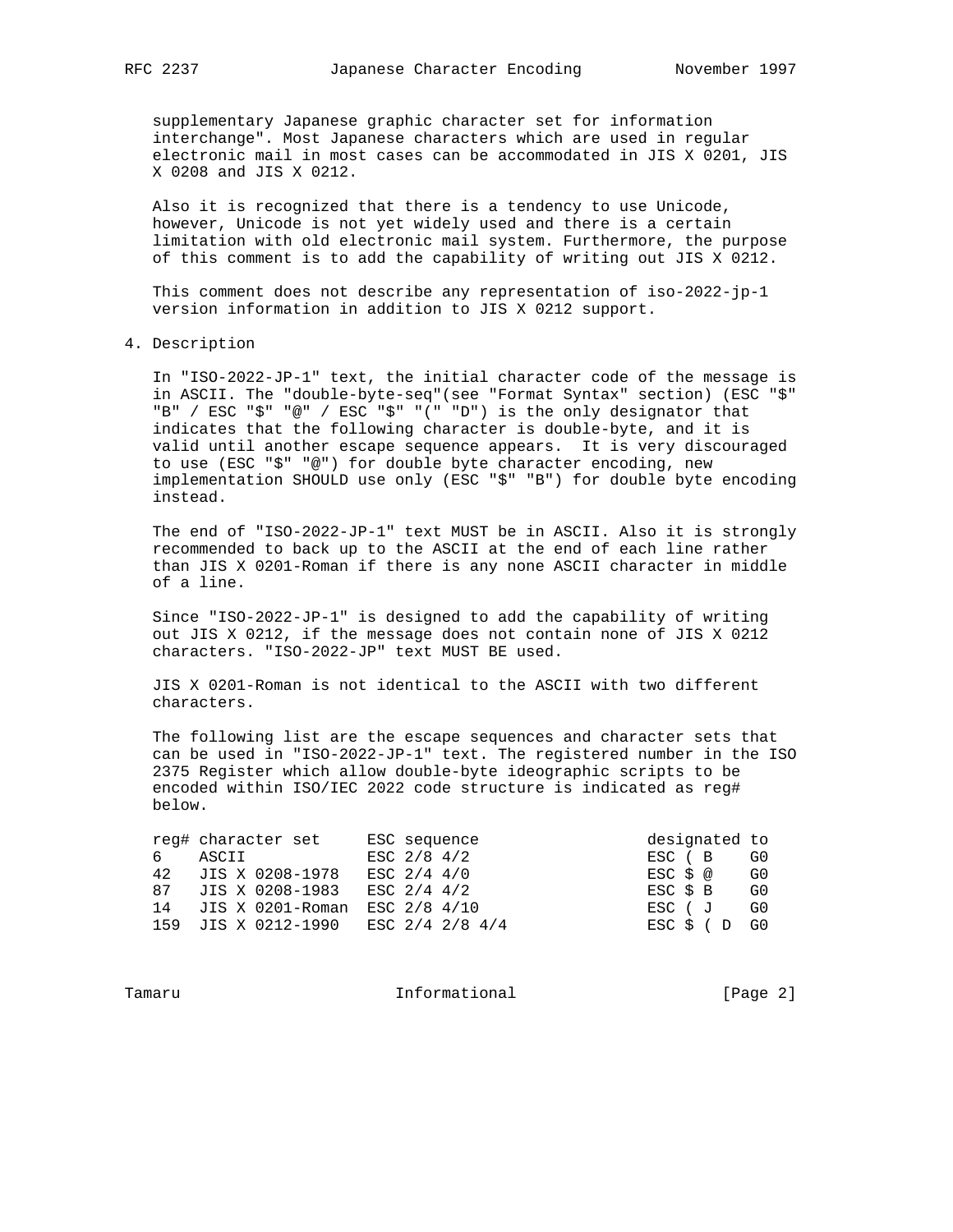supplementary Japanese graphic character set for information interchange". Most Japanese characters which are used in regular electronic mail in most cases can be accommodated in JIS X 0201, JIS X 0208 and JIS X 0212.

Also it is recognized that there is a tendency to use Unicode, however, Unicode is not yet widely used and there is a certain limitation with old electronic mail system. Furthermore, the purpose of this comment is to add the capability of writing out JIS X 0212.

This comment does not describe any representation of iso-2022-jp-1 version information in addition to JIS X 0212 support.

## 4. Description

In "ISO-2022-JP-1" text, the initial character code of the message is in ASCII. The "double-byte-seq"(see "Format Syntax" section) (ESC "$" "B" / ESC "$" "@" / ESC "$" "(" "D") is the only designator that indicates that the following character is double-byte, and it is valid until another escape sequence appears. It is very discouraged to use (ESC "$" "@") for double byte character encoding, new implementation SHOULD use only (ESC "$" "B") for double byte encoding instead.

The end of "ISO-2022-JP-1" text MUST be in ASCII. Also it is strongly recommended to back up to the ASCII at the end of each line rather than JIS X 0201-Roman if there is any none ASCII character in middle of a line.

Since "ISO-2022-JP-1" is designed to add the capability of writing out JIS X 0212, if the message does not contain none of JIS X 0212 characters. "ISO-2022-JP" text MUST BE used.

JIS X 0201-Roman is not identical to the ASCII with two different characters.

The following list are the escape sequences and character sets that can be used in "ISO-2022-JP-1" text. The registered number in the ISO 2375 Register which allow double-byte ideographic scripts to be encoded within ISO/IEC 2022 code structure is indicated as reg# below.

```
reg# character set     ESC sequence               designated to
6    ASCII             ESC 2/8 4/2                ESC ( B    G0
42   JIS X 0208-1978   ESC 2/4 4/0                ESC $ @    G0
87   JIS X 0208-1983   ESC 2/4 4/2                ESC $ B    G0
14   JIS X 0201-Roman  ESC 2/8 4/10               ESC ( J    G0
159  JIS X 0212-1990   ESC 2/4 2/8 4/4            ESC $ ( D  G0
```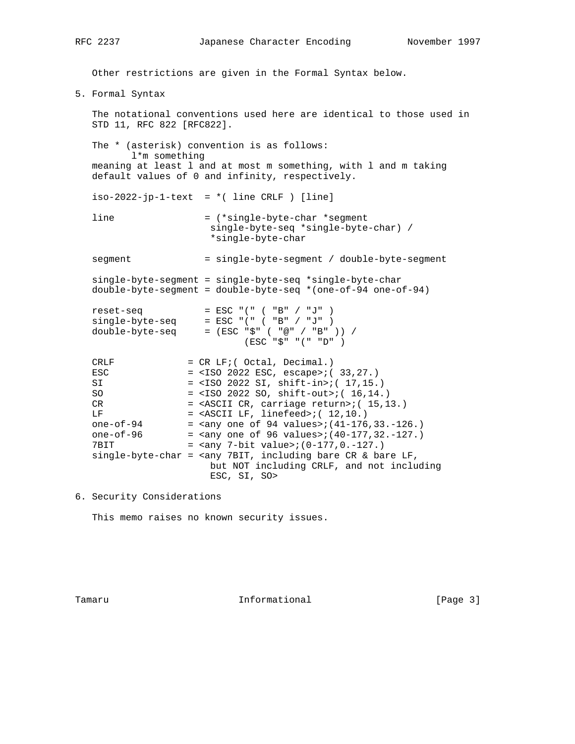Other restrictions are given in the Formal Syntax below.

## 5. Formal Syntax

The notational conventions used here are identical to those used in STD 11, RFC 822 [RFC822].

The * (asterisk) convention is as follows:

```
       l*m something
```

meaning at least l and at most m something, with l and m taking default values of 0 and infinity, respectively.

```
iso-2022-jp-1-text  = *( line CRLF ) [line]

line                = (*single-byte-char *segment
                       single-byte-seq *single-byte-char) /
                       *single-byte-char

segment             = single-byte-segment / double-byte-segment

single-byte-segment = single-byte-seq *single-byte-char
double-byte-segment = double-byte-seq *(one-of-94 one-of-94)

reset-seq           = ESC "(" ( "B" / "J" )
single-byte-seq     = ESC "(" ( "B" / "J" )
double-byte-seq     = (ESC "$" ( "@" / "B" )) /
                             (ESC "$" "(" "D" )

CRLF             = CR LF;( Octal, Decimal.)
ESC              = <ISO 2022 ESC, escape>;( 33,27.)
SI               = <ISO 2022 SI, shift-in>;( 17,15.)
SO               = <ISO 2022 SO, shift-out>;( 16,14.)
CR               = <ASCII CR, carriage return>;( 15,13.)
LF               = <ASCII LF, linefeed>;( 12,10.)
one-of-94        = <any one of 94 values>;(41-176,33.-126.)
one-of-96        = <any one of 96 values>;(40-177,32.-127.)
7BIT             = <any 7-bit value>;(0-177,0.-127.)
single-byte-char = <any 7BIT, including bare CR & bare LF,
                     but NOT including CRLF, and not including
                     ESC, SI, SO>
```

## 6. Security Considerations

This memo raises no known security issues.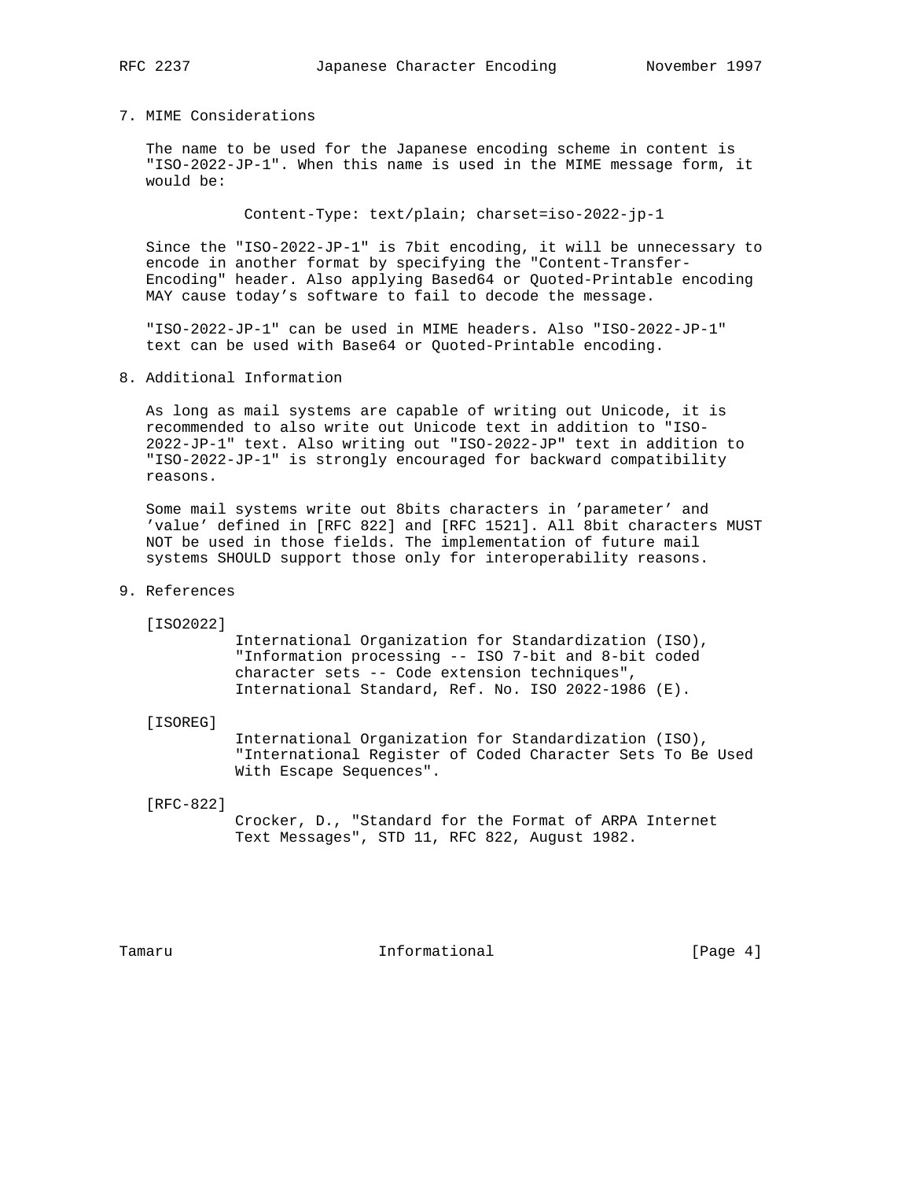## 7. MIME Considerations

The name to be used for the Japanese encoding scheme in content is "ISO-2022-JP-1". When this name is used in the MIME message form, it would be:

```
Content-Type: text/plain; charset=iso-2022-jp-1
```

Since the "ISO-2022-JP-1" is 7bit encoding, it will be unnecessary to encode in another format by specifying the "Content-Transfer-Encoding" header. Also applying Based64 or Quoted-Printable encoding MAY cause today's software to fail to decode the message.

"ISO-2022-JP-1" can be used in MIME headers. Also "ISO-2022-JP-1" text can be used with Base64 or Quoted-Printable encoding.

## 8. Additional Information

As long as mail systems are capable of writing out Unicode, it is recommended to also write out Unicode text in addition to "ISO-2022-JP-1" text. Also writing out "ISO-2022-JP" text in addition to "ISO-2022-JP-1" is strongly encouraged for backward compatibility reasons.

Some mail systems write out 8bits characters in 'parameter' and 'value' defined in [RFC 822] and [RFC 1521]. All 8bit characters MUST NOT be used in those fields. The implementation of future mail systems SHOULD support those only for interoperability reasons.

## 9. References

[ISO2022]
International Organization for Standardization (ISO), "Information processing -- ISO 7-bit and 8-bit coded character sets -- Code extension techniques", International Standard, Ref. No. ISO 2022-1986 (E).

[ISOREG]
International Organization for Standardization (ISO), "International Register of Coded Character Sets To Be Used With Escape Sequences".

[RFC-822]
Crocker, D., "Standard for the Format of ARPA Internet Text Messages", STD 11, RFC 822, August 1982.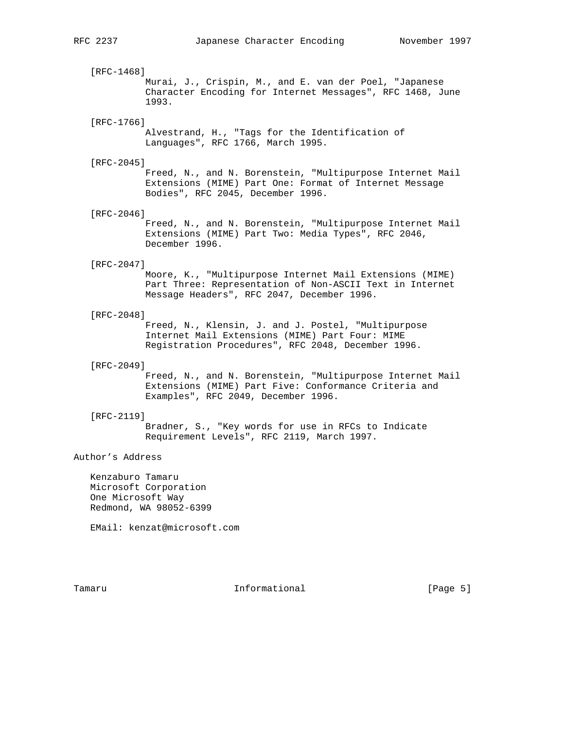[RFC-1468]
Murai, J., Crispin, M., and E. van der Poel, "Japanese Character Encoding for Internet Messages", RFC 1468, June 1993.

[RFC-1766]
Alvestrand, H., "Tags for the Identification of Languages", RFC 1766, March 1995.

[RFC-2045]
Freed, N., and N. Borenstein, "Multipurpose Internet Mail Extensions (MIME) Part One: Format of Internet Message Bodies", RFC 2045, December 1996.

[RFC-2046]
Freed, N., and N. Borenstein, "Multipurpose Internet Mail Extensions (MIME) Part Two: Media Types", RFC 2046, December 1996.

[RFC-2047]
Moore, K., "Multipurpose Internet Mail Extensions (MIME) Part Three: Representation of Non-ASCII Text in Internet Message Headers", RFC 2047, December 1996.

[RFC-2048]
Freed, N., Klensin, J. and J. Postel, "Multipurpose Internet Mail Extensions (MIME) Part Four: MIME Registration Procedures", RFC 2048, December 1996.

[RFC-2049]
Freed, N., and N. Borenstein, "Multipurpose Internet Mail Extensions (MIME) Part Five: Conformance Criteria and Examples", RFC 2049, December 1996.

[RFC-2119]
Bradner, S., "Key words for use in RFCs to Indicate Requirement Levels", RFC 2119, March 1997.

## Author's Address

Kenzaburo Tamaru
Microsoft Corporation
One Microsoft Way
Redmond, WA 98052-6399

EMail: kenzat@microsoft.com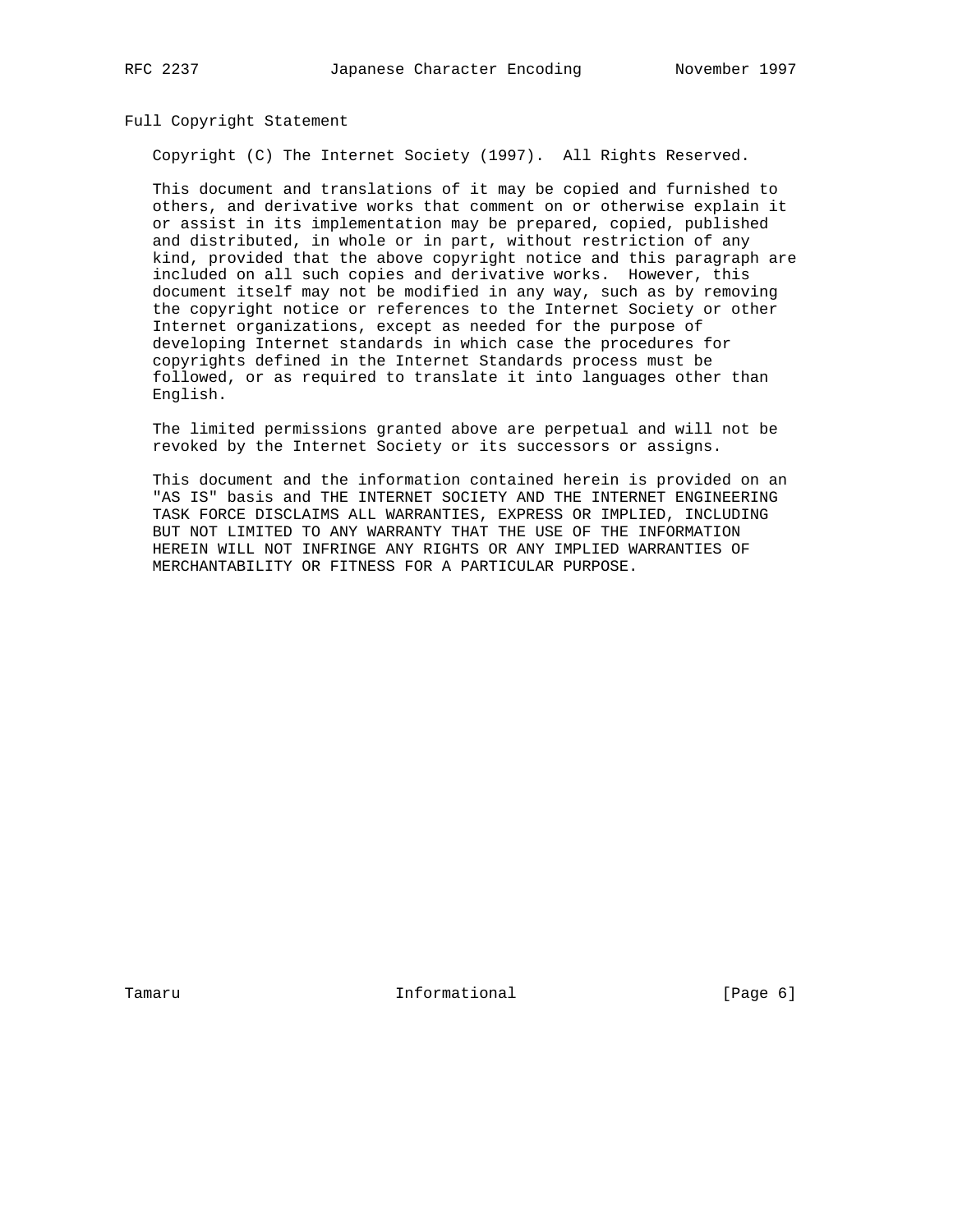## Full Copyright Statement

Copyright (C) The Internet Society (1997). All Rights Reserved.

This document and translations of it may be copied and furnished to others, and derivative works that comment on or otherwise explain it or assist in its implementation may be prepared, copied, published and distributed, in whole or in part, without restriction of any kind, provided that the above copyright notice and this paragraph are included on all such copies and derivative works. However, this document itself may not be modified in any way, such as by removing the copyright notice or references to the Internet Society or other Internet organizations, except as needed for the purpose of developing Internet standards in which case the procedures for copyrights defined in the Internet Standards process must be followed, or as required to translate it into languages other than English.

The limited permissions granted above are perpetual and will not be revoked by the Internet Society or its successors or assigns.

This document and the information contained herein is provided on an "AS IS" basis and THE INTERNET SOCIETY AND THE INTERNET ENGINEERING TASK FORCE DISCLAIMS ALL WARRANTIES, EXPRESS OR IMPLIED, INCLUDING BUT NOT LIMITED TO ANY WARRANTY THAT THE USE OF THE INFORMATION HEREIN WILL NOT INFRINGE ANY RIGHTS OR ANY IMPLIED WARRANTIES OF MERCHANTABILITY OR FITNESS FOR A PARTICULAR PURPOSE.